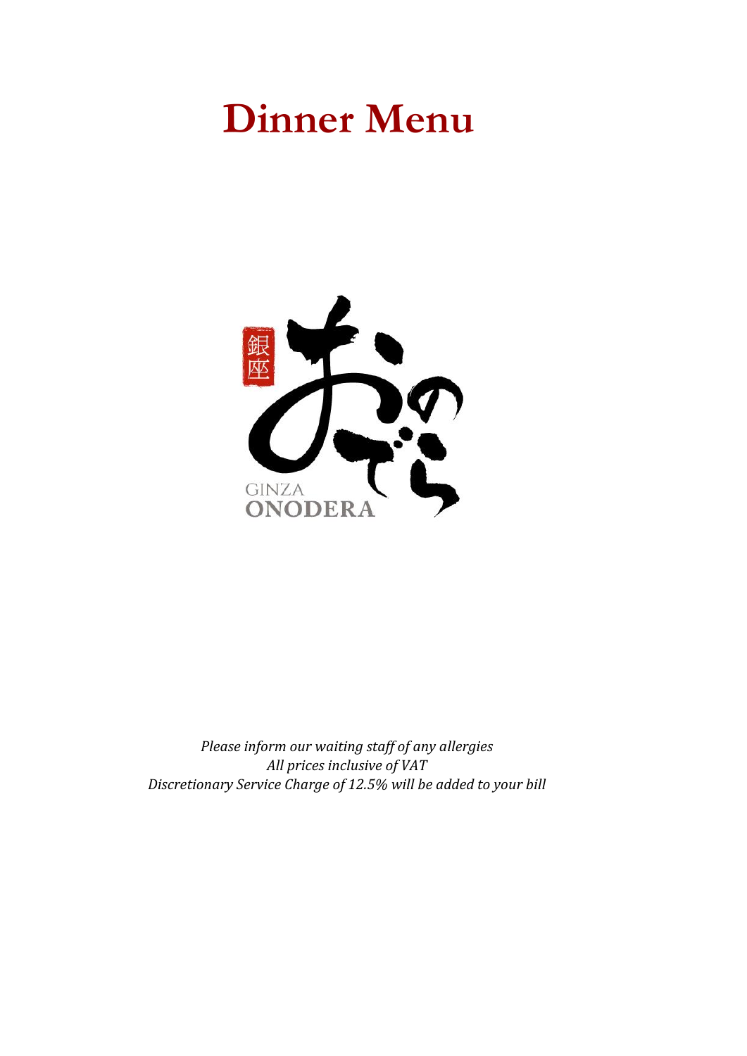# Dinner Menu

銀座

GINZA
ONODERA

*Please inform our waiting staff of any allergies*
*All prices inclusive of VAT*
*Discretionary Service Charge of 12.5% will be added to your bill*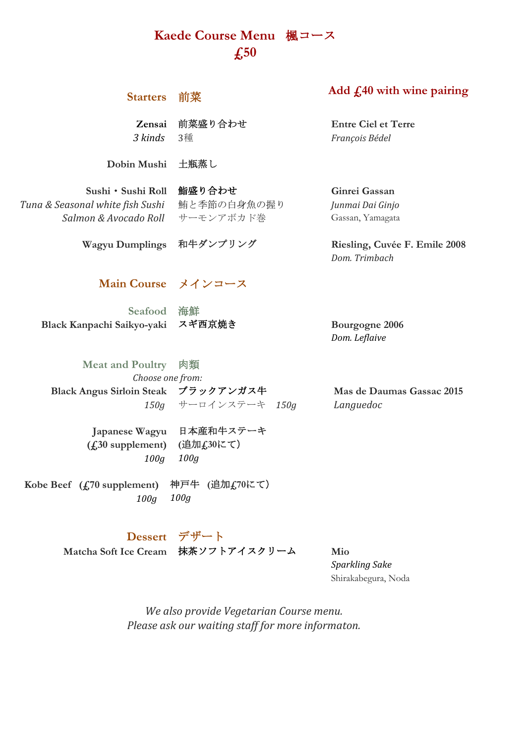# Kaede Course Menu　楓コース
## £50

**Add £40 with wine pairing**

## Starters　前菜

**Zensai**　前菜盛り合わせ
*3 kinds*　3種
— **Entre Ciel et Terre**, *François Bédel*

**Dobin Mushi**　土瓶蒸し

**Sushi・Sushi Roll**　鮨盛り合わせ
*Tuna & Seasonal white fish Sushi*　鮪と季節の白身魚の握り
*Salmon & Avocado Roll*　サーモンアボカド巻
— **Ginrei Gassan**, *Junmai Dai Ginjo*, Gassan, Yamagata

**Wagyu Dumplings**　和牛ダンプリング
— **Riesling, Cuvée F. Emile 2008**, *Dom. Trimbach*

## Main Course　メインコース

### Seafood　海鮮

**Black Kanpachi Saikyo-yaki**　スギ西京焼き
— **Bourgogne 2006**, *Dom. Leflaive*

### Meat and Poultry　肉類

*Choose one from:*

**Black Angus Sirloin Steak**　ブラックアンガス牛
*150g*　サーロインステーキ　*150g*
— **Mas de Daumas Gassac 2015**, *Languedoc*

**Japanese Wagyu**　日本産和牛ステーキ
**(£30 supplement)**　(追加£30にて)
*100g*　*100g*

**Kobe Beef　(£70 supplement)**　神戸牛　(追加£70にて)
*100g*　*100g*

## Dessert　デザート

**Matcha Soft Ice Cream**　抹茶ソフトアイスクリーム
— **Mio**, *Sparkling Sake*, Shirakabegura, Noda

*We also provide Vegetarian Course menu.*
*Please ask our waiting staff for more informaton.*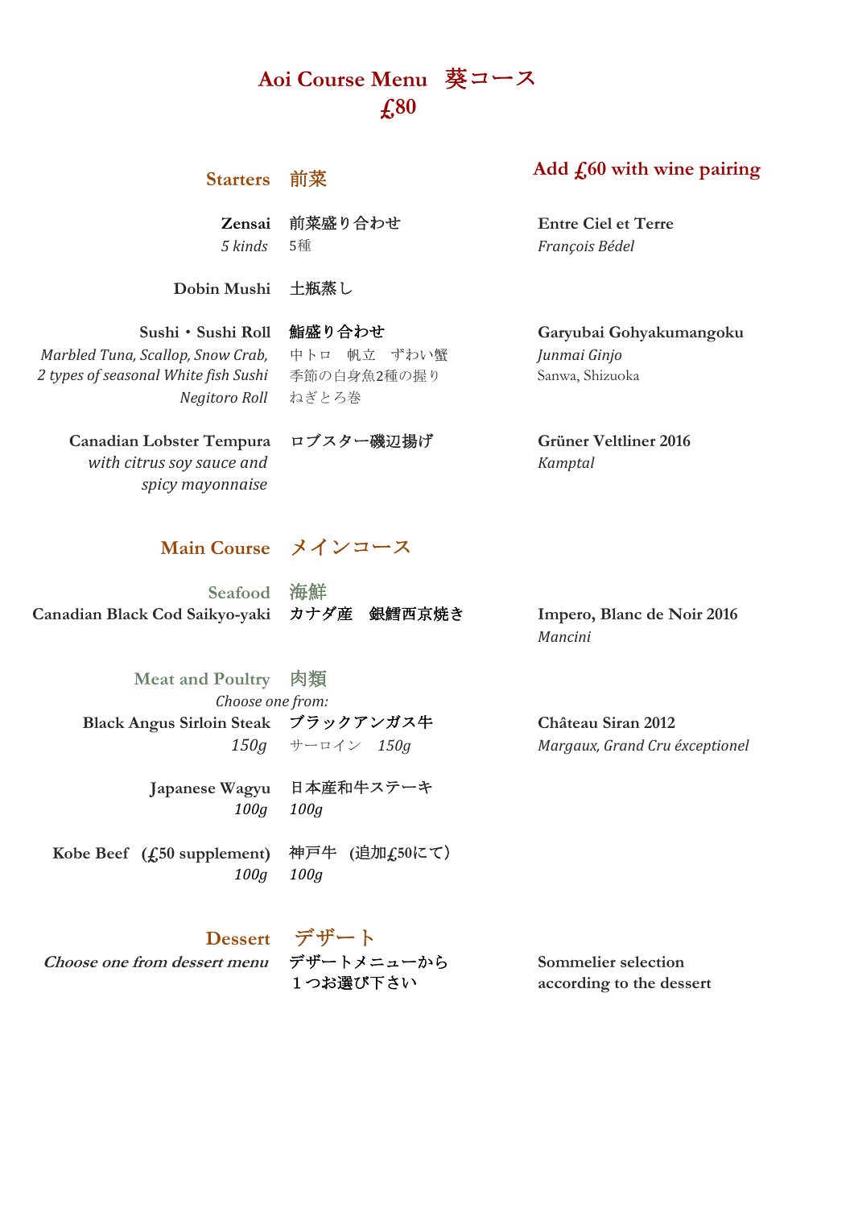# Aoi Course Menu 葵コース
# ₤80

**Add ₤60 with wine pairing**

## Starters 前菜

**Zensai** 前菜盛り合わせ
*5 kinds* 5種

**Entre Ciel et Terre**
*François Bédel*

**Dobin Mushi** 土瓶蒸し

**Sushi・Sushi Roll** 鮨盛り合わせ
*Marbled Tuna, Scallop, Snow Crab, 2 types of seasonal White fish Sushi* 中トロ 帆立 ずわい蟹 季節の白身魚2種の握り
*Negitoro Roll* ねぎとろ巻

**Garyubai Gohyakumangoku**
*Junmai Ginjo*
Sanwa, Shizuoka

**Canadian Lobster Tempura** ロブスター磯辺揚げ
*with citrus soy sauce and spicy mayonnaise*

**Grüner Veltliner 2016**
*Kamptal*

## Main Course メインコース

### Seafood 海鮮

**Canadian Black Cod Saikyo-yaki** カナダ産 銀鱈西京焼き

**Impero, Blanc de Noir 2016**
*Mancini*

### Meat and Poultry 肉類

*Choose one from:*

**Black Angus Sirloin Steak** ブラックアンガス牛
*150g* サーロイン *150g*

**Château Siran 2012**
*Margaux, Grand Cru éxceptionel*

**Japanese Wagyu** 日本産和牛ステーキ
*100g* *100g*

**Kobe Beef (₤50 supplement)** 神戸牛 (追加₤50にて)
*100g* *100g*

## Dessert デザート

***Choose one from dessert menu*** デザートメニューから１つお選び下さい

**Sommelier selection according to the dessert**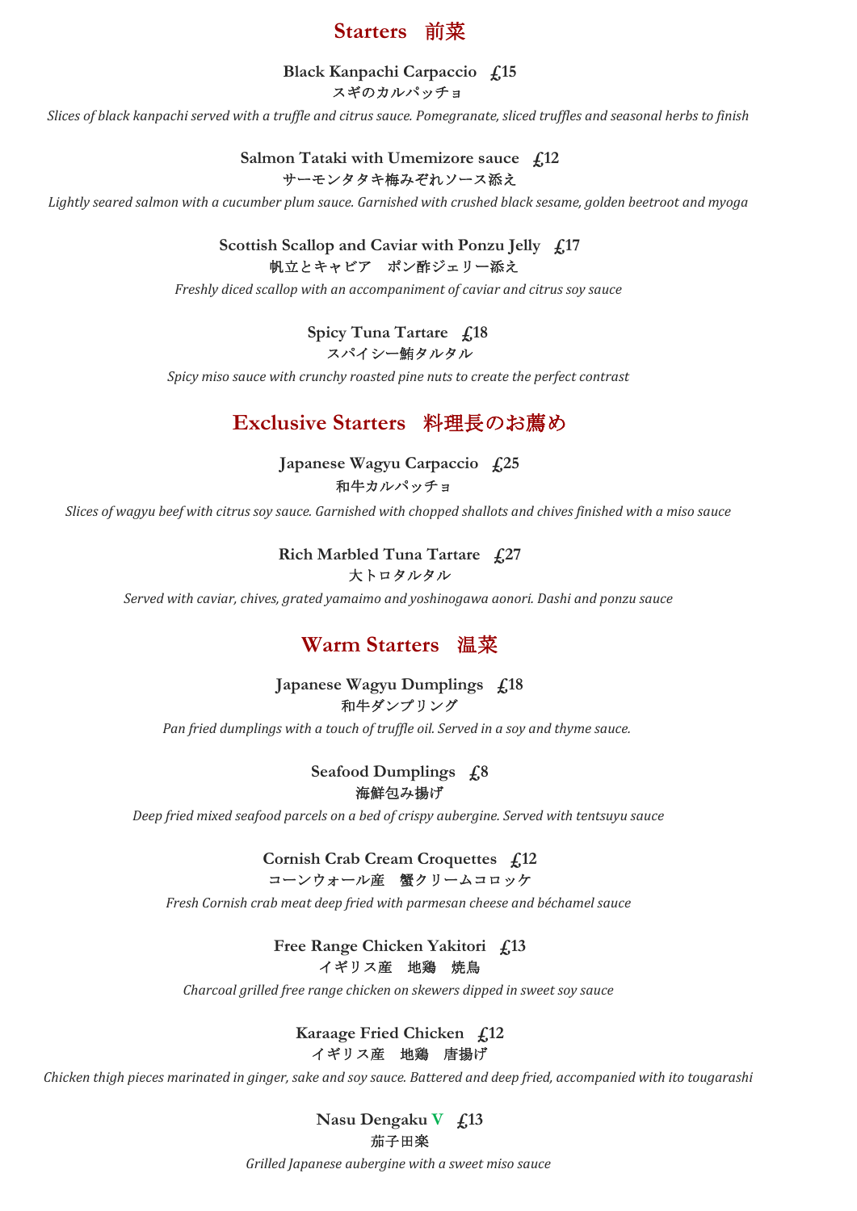## Starters　前菜

**Black Kanpachi Carpaccio　£15**
**スギのカルパッチョ**
*Slices of black kanpachi served with a truffle and citrus sauce. Pomegranate, sliced truffles and seasonal herbs to finish*

**Salmon Tataki with Umemizore sauce　£12**
**サーモンタタキ梅みぞれソース添え**
*Lightly seared salmon with a cucumber plum sauce. Garnished with crushed black sesame, golden beetroot and myoga*

**Scottish Scallop and Caviar with Ponzu Jelly　£17**
**帆立とキャビア　ポン酢ジェリー添え**
*Freshly diced scallop with an accompaniment of caviar and citrus soy sauce*

**Spicy Tuna Tartare　£18**
**スパイシー鮪タルタル**
*Spicy miso sauce with crunchy roasted pine nuts to create the perfect contrast*

## Exclusive Starters　料理長のお薦め

**Japanese Wagyu Carpaccio　£25**
**和牛カルパッチョ**
*Slices of wagyu beef with citrus soy sauce. Garnished with chopped shallots and chives finished with a miso sauce*

**Rich Marbled Tuna Tartare　£27**
**大トロタルタル**
*Served with caviar, chives, grated yamaimo and yoshinogawa aonori. Dashi and ponzu sauce*

## Warm Starters　温菜

**Japanese Wagyu Dumplings　£18**
**和牛ダンプリング**
*Pan fried dumplings with a touch of truffle oil. Served in a soy and thyme sauce.*

**Seafood Dumplings　£8**
**海鮮包み揚げ**
*Deep fried mixed seafood parcels on a bed of crispy aubergine. Served with tentsuyu sauce*

**Cornish Crab Cream Croquettes　£12**
**コーンウォール産　蟹クリームコロッケ**
*Fresh Cornish crab meat deep fried with parmesan cheese and béchamel sauce*

**Free Range Chicken Yakitori　£13**
**イギリス産　地鶏　焼鳥**
*Charcoal grilled free range chicken on skewers dipped in sweet soy sauce*

**Karaage Fried Chicken　£12**
**イギリス産　地鶏　唐揚げ**
*Chicken thigh pieces marinated in ginger, sake and soy sauce. Battered and deep fried, accompanied with ito tougarashi*

**Nasu Dengaku V　£13**
**茄子田楽**
*Grilled Japanese aubergine with a sweet miso sauce*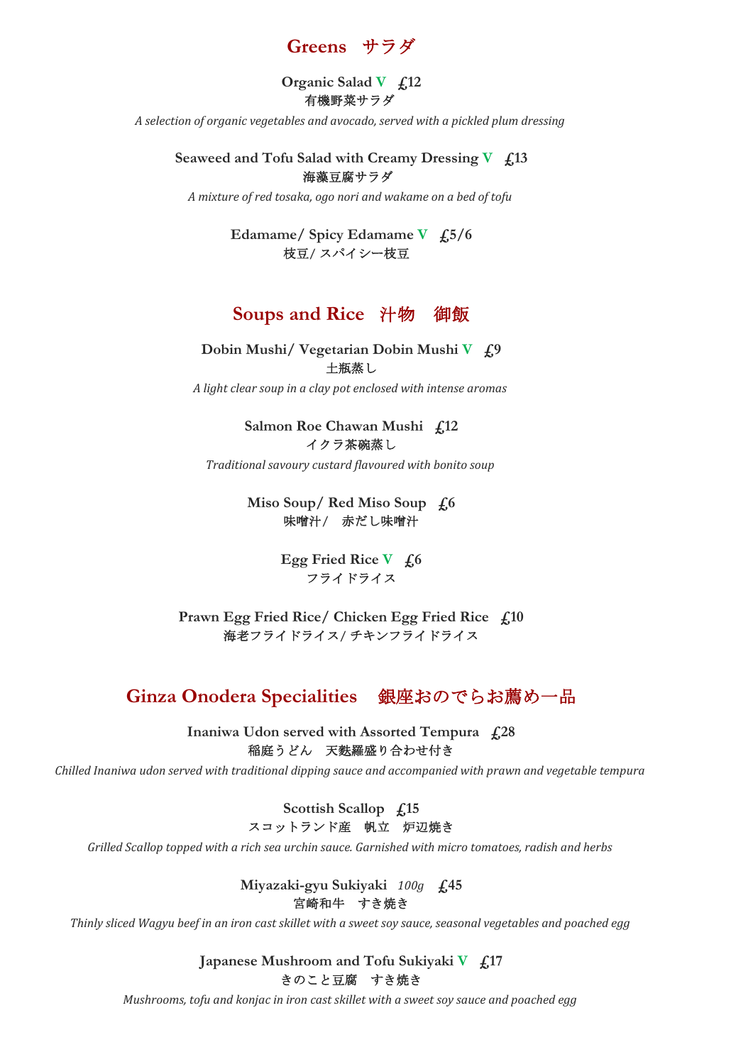## Greens　サラダ

**Organic Salad V　£12**
有機野菜サラダ
*A selection of organic vegetables and avocado, served with a pickled plum dressing*

**Seaweed and Tofu Salad with Creamy Dressing V　£13**
海藻豆腐サラダ
*A mixture of red tosaka, ogo nori and wakame on a bed of tofu*

**Edamame/ Spicy Edamame V　£5/6**
枝豆/ スパイシー枝豆

## Soups and Rice　汁物　御飯

**Dobin Mushi/ Vegetarian Dobin Mushi V　£9**
土瓶蒸し
*A light clear soup in a clay pot enclosed with intense aromas*

**Salmon Roe Chawan Mushi　£12**
イクラ茶碗蒸し
*Traditional savoury custard flavoured with bonito soup*

**Miso Soup/ Red Miso Soup　£6**
味噌汁/　赤だし味噌汁

**Egg Fried Rice V　£6**
フライドライス

**Prawn Egg Fried Rice/ Chicken Egg Fried Rice　£10**
海老フライドライス/ チキンフライドライス

## Ginza Onodera Specialities　銀座おのでらお薦め一品

**Inaniwa Udon served with Assorted Tempura　£28**
稲庭うどん　天麩羅盛り合わせ付き
*Chilled Inaniwa udon served with traditional dipping sauce and accompanied with prawn and vegetable tempura*

**Scottish Scallop　£15**
スコットランド産　帆立　炉辺焼き
*Grilled Scallop topped with a rich sea urchin sauce. Garnished with micro tomatoes, radish and herbs*

**Miyazaki-gyu Sukiyaki** *100g* **£45**
宮崎和牛　すき焼き
*Thinly sliced Wagyu beef in an iron cast skillet with a sweet soy sauce, seasonal vegetables and poached egg*

**Japanese Mushroom and Tofu Sukiyaki V　£17**
きのこと豆腐　すき焼き
*Mushrooms, tofu and konjac in iron cast skillet with a sweet soy sauce and poached egg*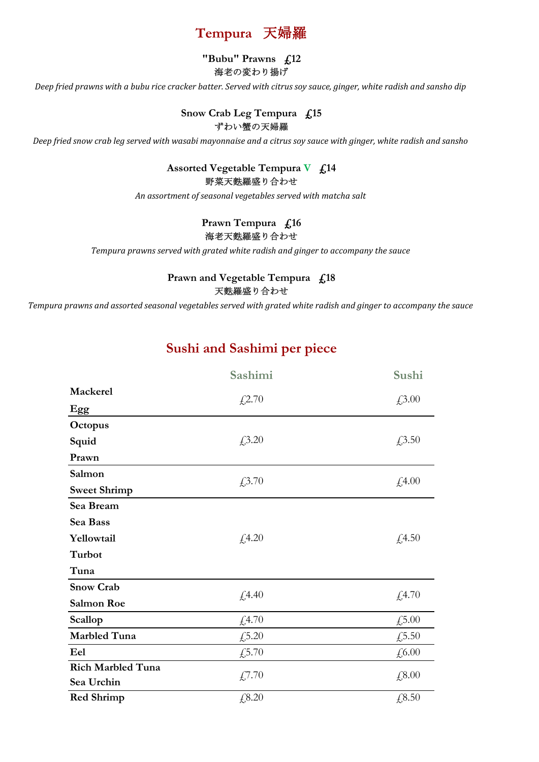# Tempura 天婦羅

**"Bubu" Prawns £12**

**海老の変わり揚げ**

*Deep fried prawns with a bubu rice cracker batter. Served with citrus soy sauce, ginger, white radish and sansho dip*

**Snow Crab Leg Tempura £15**

**ずわい蟹の天婦羅**

*Deep fried snow crab leg served with wasabi mayonnaise and a citrus soy sauce with ginger, white radish and sansho*

**Assorted Vegetable Tempura V £14**

**野菜天麩羅盛り合わせ**

*An assortment of seasonal vegetables served with matcha salt*

**Prawn Tempura £16**

**海老天麩羅盛り合わせ**

*Tempura prawns served with grated white radish and ginger to accompany the sauce*

**Prawn and Vegetable Tempura £18**

**天麩羅盛り合わせ**

*Tempura prawns and assorted seasonal vegetables served with grated white radish and ginger to accompany the sauce*

## Sushi and Sashimi per piece

| | Sashimi | Sushi |
|---|---|---|
| **Mackerel**<br>**Egg** | £2.70 | £3.00 |
| **Octopus**<br>**Squid**<br>**Prawn** | £3.20 | £3.50 |
| **Salmon**<br>**Sweet Shrimp** | £3.70 | £4.00 |
| **Sea Bream**<br>**Sea Bass**<br>**Yellowtail**<br>**Turbot**<br>**Tuna** | £4.20 | £4.50 |
| **Snow Crab**<br>**Salmon Roe** | £4.40 | £4.70 |
| **Scallop** | £4.70 | £5.00 |
| **Marbled Tuna** | £5.20 | £5.50 |
| **Eel** | £5.70 | £6.00 |
| **Rich Marbled Tuna**<br>**Sea Urchin** | £7.70 | £8.00 |
| **Red Shrimp** | £8.20 | £8.50 |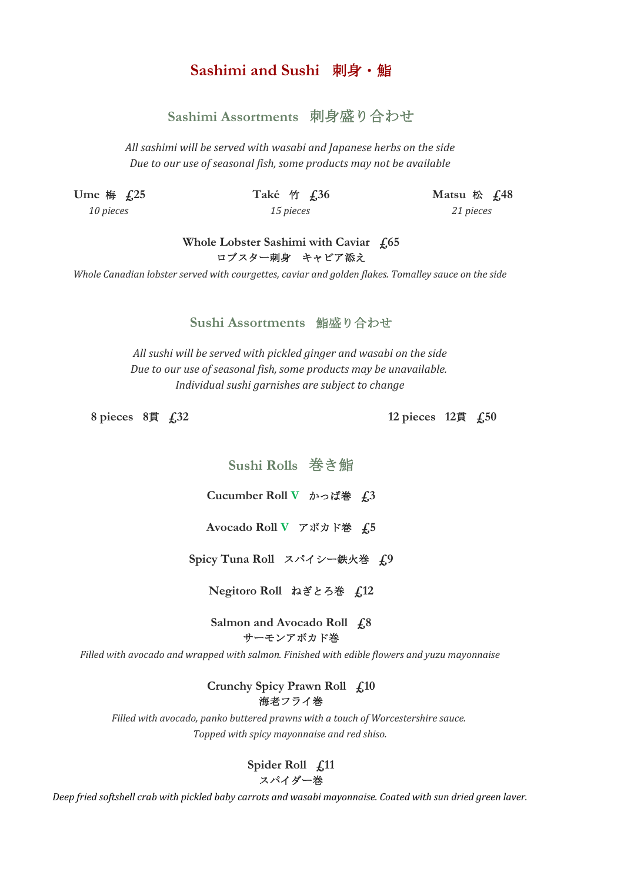# Sashimi and Sushi　刺身・鮨

## Sashimi Assortments　刺身盛り合わせ

*All sashimi will be served with wasabi and Japanese herbs on the side*
*Due to our use of seasonal fish, some products may not be available*

**Ume 梅　£25**
*10 pieces*

**Také　竹　£36**
*15 pieces*

**Matsu 松　£48**
*21 pieces*

**Whole Lobster Sashimi with Caviar　£65**
**ロブスター刺身　キャビア添え**
*Whole Canadian lobster served with courgettes, caviar and golden flakes. Tomalley sauce on the side*

## Sushi Assortments　鮨盛り合わせ

*All sushi will be served with pickled ginger and wasabi on the side*
*Due to our use of seasonal fish, some products may be unavailable.*
*Individual sushi garnishes are subject to change*

**8 pieces　8貫　£32**

**12 pieces　12貫　£50**

## Sushi Rolls　巻き鮨

**Cucumber Roll V　かっぱ巻　£3**

**Avocado Roll V　アボカド巻　£5**

**Spicy Tuna Roll　スパイシー鉄火巻　£9**

**Negitoro Roll　ねぎとろ巻　£12**

**Salmon and Avocado Roll　£8**
**サーモンアボカド巻**
*Filled with avocado and wrapped with salmon. Finished with edible flowers and yuzu mayonnaise*

**Crunchy Spicy Prawn Roll　£10**
**海老フライ巻**
*Filled with avocado, panko buttered prawns with a touch of Worcestershire sauce.*
*Topped with spicy mayonnaise and red shiso.*

**Spider Roll　£11**
**スパイダー巻**
*Deep fried softshell crab with pickled baby carrots and wasabi mayonnaise. Coated with sun dried green laver.*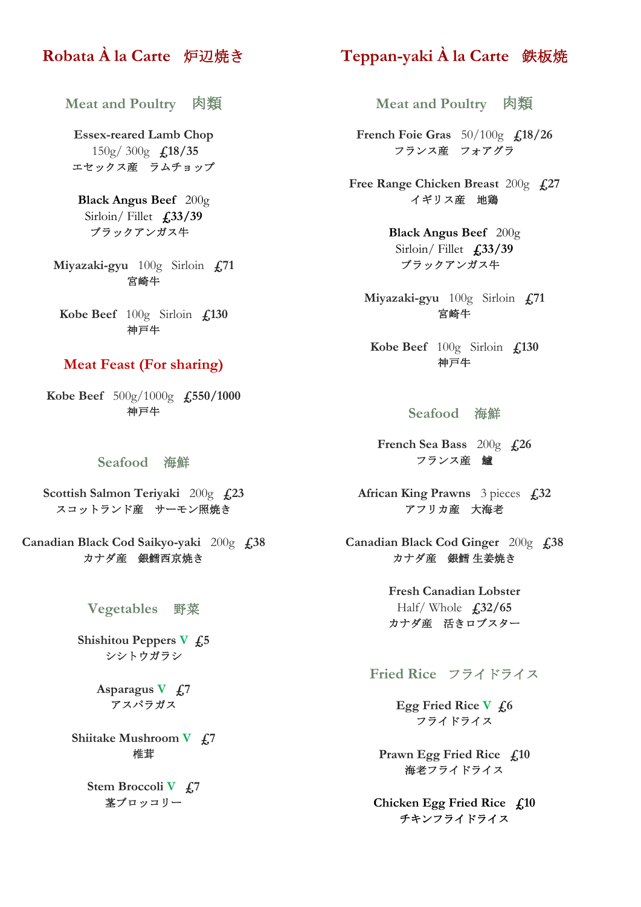# Robata À la Carte　炉辺焼き

## Meat and Poultry　肉類

**Essex-reared Lamb Chop**
150g/ 300g　**£18/35**
エセックス産　ラムチョップ

**Black Angus Beef**　200g
Sirloin/ Fillet　**£33/39**
ブラックアンガス牛

**Miyazaki-gyu**　100g　Sirloin　**£71**
宮崎牛

**Kobe Beef**　100g　Sirloin　**£130**
神戸牛

## Meat Feast (For sharing)

**Kobe Beef**　500g/1000g　**£550/1000**
神戸牛

## Seafood　海鮮

**Scottish Salmon Teriyaki**　200g　**£23**
スコットランド産　サーモン照焼き

**Canadian Black Cod Saikyo-yaki**　200g　**£38**
カナダ産　銀鱈西京焼き

## Vegetables　野菜

**Shishitou Peppers V**　**£5**
シシトウガラシ

**Asparagus V**　**£7**
アスパラガス

**Shiitake Mushroom V**　**£7**
椎茸

**Stem Broccoli V**　**£7**
茎ブロッコリー

# Teppan-yaki À la Carte　鉄板焼

## Meat and Poultry　肉類

**French Foie Gras**　50/100g　**£18/26**
フランス産　フォアグラ

**Free Range Chicken Breast**　200g　**£27**
イギリス産　地鶏

**Black Angus Beef**　200g
Sirloin/ Fillet　**£33/39**
ブラックアンガス牛

**Miyazaki-gyu**　100g　Sirloin　**£71**
宮崎牛

**Kobe Beef**　100g　Sirloin　**£130**
神戸牛

## Seafood　海鮮

**French Sea Bass**　200g　**£26**
フランス産　鱸

**African King Prawns**　3 pieces　**£32**
アフリカ産　大海老

**Canadian Black Cod Ginger**　200g　**£38**
カナダ産　銀鱈 生姜焼き

**Fresh Canadian Lobster**
Half/ Whole　**£32/65**
カナダ産　活きロブスター

## Fried Rice　フライドライス

**Egg Fried Rice V**　**£6**
フライドライス

**Prawn Egg Fried Rice**　**£10**
海老フライドライス

**Chicken Egg Fried Rice**　**£10**
チキンフライドライス